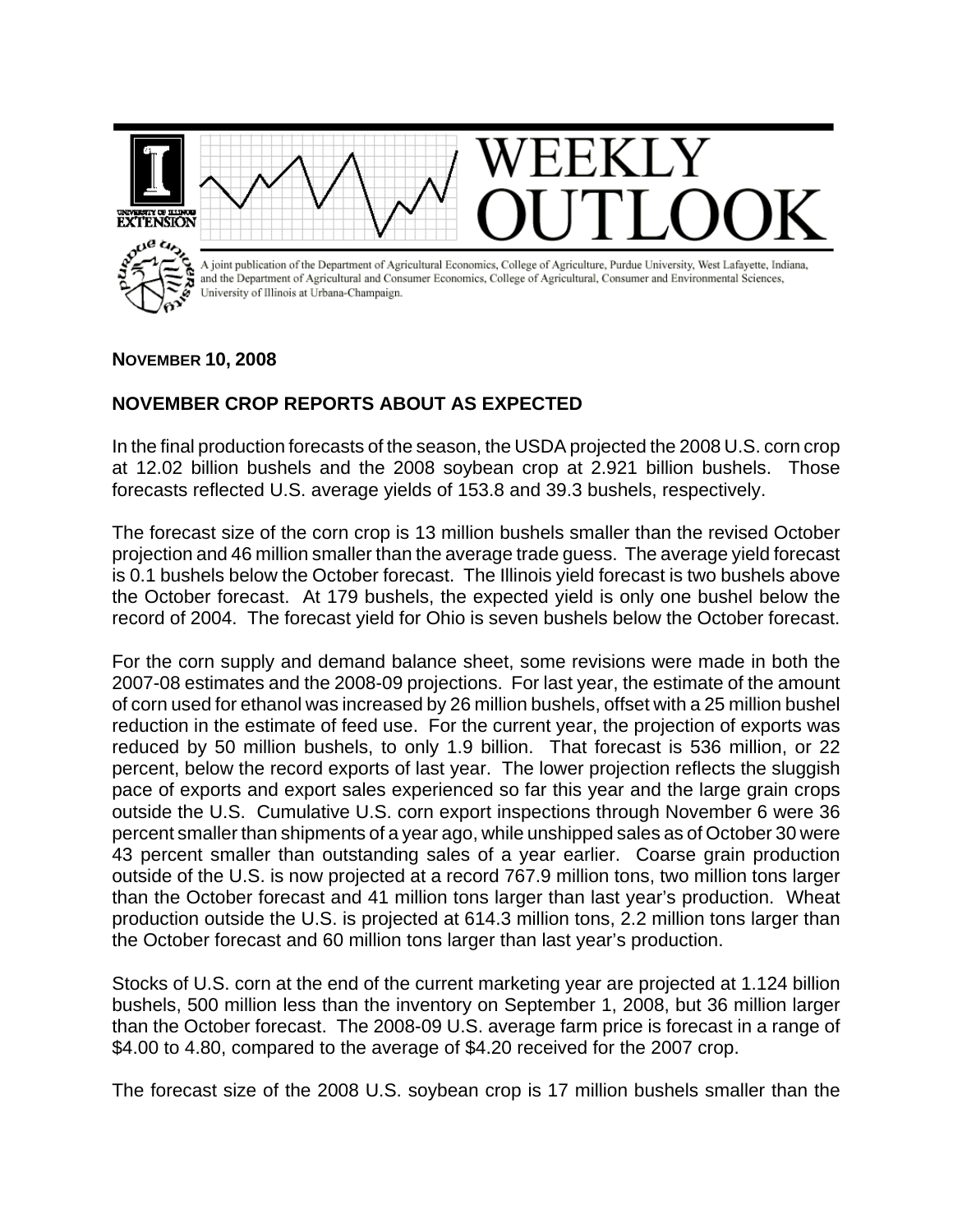# WEEKLY OUTLOOK

A joint publication of the Department of Agricultural Economics, College of Agriculture, Purdue University, West Lafayette, Indiana, and the Department of Agricultural and Consumer Economics, College of Agricultural, Consumer and Environmental Sciences, University of Illinois at Urbana-Champaign.

**NOVEMBER 10, 2008**

## NOVEMBER CROP REPORTS ABOUT AS EXPECTED

In the final production forecasts of the season, the USDA projected the 2008 U.S. corn crop at 12.02 billion bushels and the 2008 soybean crop at 2.921 billion bushels. Those forecasts reflected U.S. average yields of 153.8 and 39.3 bushels, respectively.

The forecast size of the corn crop is 13 million bushels smaller than the revised October projection and 46 million smaller than the average trade guess. The average yield forecast is 0.1 bushels below the October forecast. The Illinois yield forecast is two bushels above the October forecast. At 179 bushels, the expected yield is only one bushel below the record of 2004. The forecast yield for Ohio is seven bushels below the October forecast.

For the corn supply and demand balance sheet, some revisions were made in both the 2007-08 estimates and the 2008-09 projections. For last year, the estimate of the amount of corn used for ethanol was increased by 26 million bushels, offset with a 25 million bushel reduction in the estimate of feed use. For the current year, the projection of exports was reduced by 50 million bushels, to only 1.9 billion. That forecast is 536 million, or 22 percent, below the record exports of last year. The lower projection reflects the sluggish pace of exports and export sales experienced so far this year and the large grain crops outside the U.S. Cumulative U.S. corn export inspections through November 6 were 36 percent smaller than shipments of a year ago, while unshipped sales as of October 30 were 43 percent smaller than outstanding sales of a year earlier. Coarse grain production outside of the U.S. is now projected at a record 767.9 million tons, two million tons larger than the October forecast and 41 million tons larger than last year's production. Wheat production outside the U.S. is projected at 614.3 million tons, 2.2 million tons larger than the October forecast and 60 million tons larger than last year's production.

Stocks of U.S. corn at the end of the current marketing year are projected at 1.124 billion bushels, 500 million less than the inventory on September 1, 2008, but 36 million larger than the October forecast. The 2008-09 U.S. average farm price is forecast in a range of $4.00 to 4.80, compared to the average of $4.20 received for the 2007 crop.

The forecast size of the 2008 U.S. soybean crop is 17 million bushels smaller than the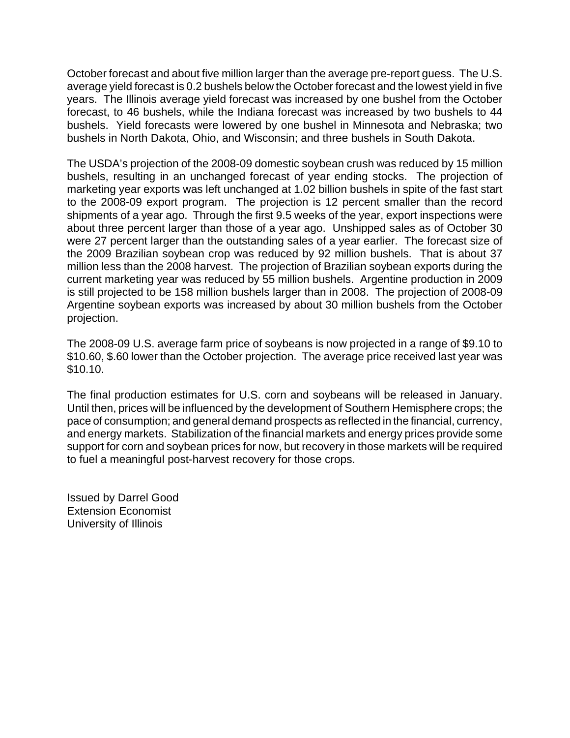October forecast and about five million larger than the average pre-report guess. The U.S. average yield forecast is 0.2 bushels below the October forecast and the lowest yield in five years. The Illinois average yield forecast was increased by one bushel from the October forecast, to 46 bushels, while the Indiana forecast was increased by two bushels to 44 bushels. Yield forecasts were lowered by one bushel in Minnesota and Nebraska; two bushels in North Dakota, Ohio, and Wisconsin; and three bushels in South Dakota.

The USDA's projection of the 2008-09 domestic soybean crush was reduced by 15 million bushels, resulting in an unchanged forecast of year ending stocks. The projection of marketing year exports was left unchanged at 1.02 billion bushels in spite of the fast start to the 2008-09 export program. The projection is 12 percent smaller than the record shipments of a year ago. Through the first 9.5 weeks of the year, export inspections were about three percent larger than those of a year ago. Unshipped sales as of October 30 were 27 percent larger than the outstanding sales of a year earlier. The forecast size of the 2009 Brazilian soybean crop was reduced by 92 million bushels. That is about 37 million less than the 2008 harvest. The projection of Brazilian soybean exports during the current marketing year was reduced by 55 million bushels. Argentine production in 2009 is still projected to be 158 million bushels larger than in 2008. The projection of 2008-09 Argentine soybean exports was increased by about 30 million bushels from the October projection.

The 2008-09 U.S. average farm price of soybeans is now projected in a range of $9.10 to $10.60, $.60 lower than the October projection. The average price received last year was $10.10.

The final production estimates for U.S. corn and soybeans will be released in January. Until then, prices will be influenced by the development of Southern Hemisphere crops; the pace of consumption; and general demand prospects as reflected in the financial, currency, and energy markets. Stabilization of the financial markets and energy prices provide some support for corn and soybean prices for now, but recovery in those markets will be required to fuel a meaningful post-harvest recovery for those crops.

Issued by Darrel Good  
Extension Economist  
University of Illinois